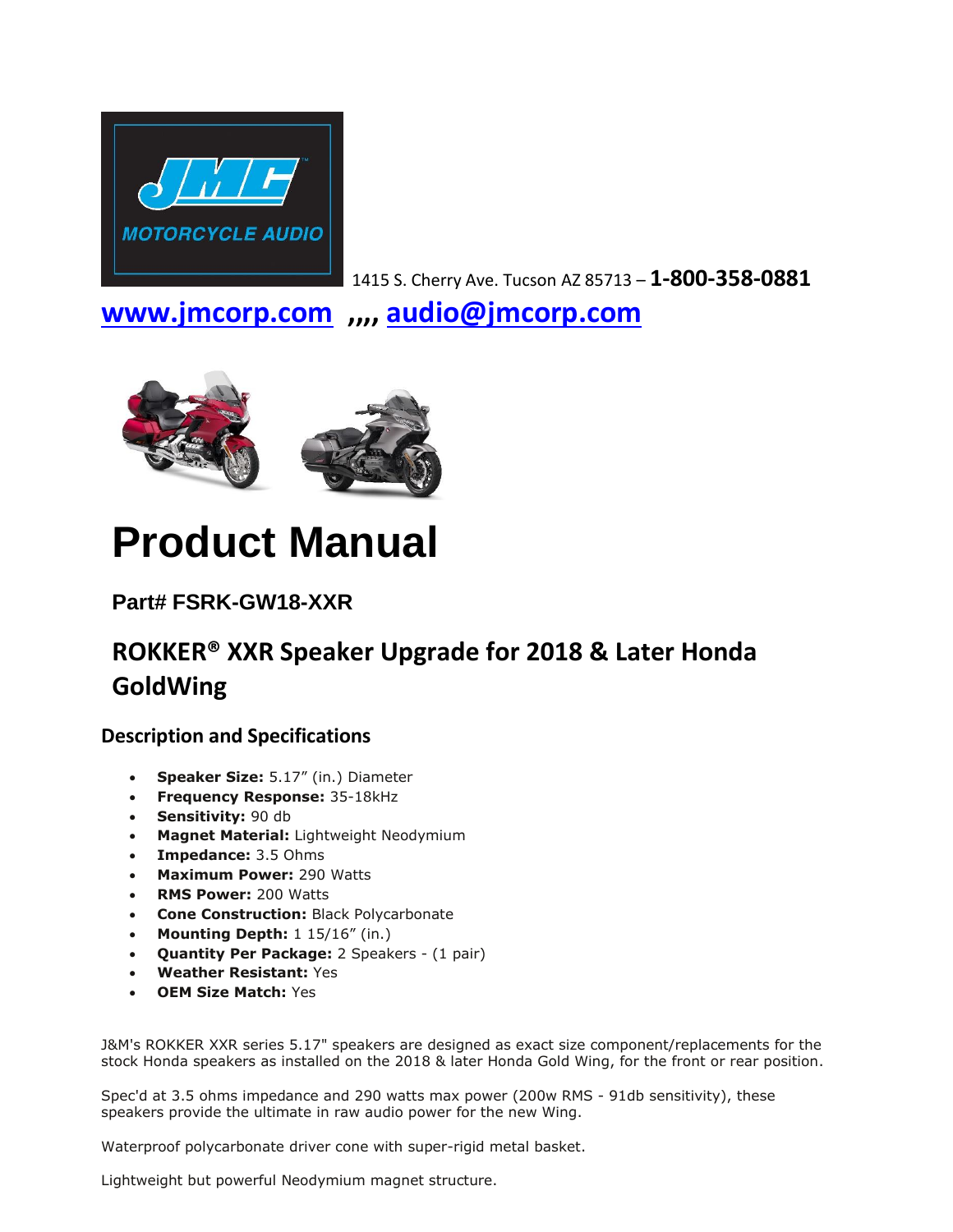JMC MOTORCYCLE AUDIO

1415 S. Cherry Ave. Tucson AZ 85713 – **1-800-358-0881**

**[www.jmcorp.com](http://www.jmcorp.com)** **,,,,** **[audio@jmcorp.com](mailto:audio@jmcorp.com)**

# Product Manual

### Part# FSRK-GW18-XXR

## ROKKER® XXR Speaker Upgrade for 2018 & Later Honda GoldWing

### Description and Specifications

- **Speaker Size:** 5.17" (in.) Diameter
- **Frequency Response:** 35-18kHz
- **Sensitivity:** 90 db
- **Magnet Material:** Lightweight Neodymium
- **Impedance:** 3.5 Ohms
- **Maximum Power:** 290 Watts
- **RMS Power:** 200 Watts
- **Cone Construction:** Black Polycarbonate
- **Mounting Depth:** 1 15/16" (in.)
- **Quantity Per Package:** 2 Speakers - (1 pair)
- **Weather Resistant:** Yes
- **OEM Size Match:** Yes

J&M's ROKKER XXR series 5.17" speakers are designed as exact size component/replacements for the stock Honda speakers as installed on the 2018 & later Honda Gold Wing, for the front or rear position.

Spec'd at 3.5 ohms impedance and 290 watts max power (200w RMS - 91db sensitivity), these speakers provide the ultimate in raw audio power for the new Wing.

Waterproof polycarbonate driver cone with super-rigid metal basket.

Lightweight but powerful Neodymium magnet structure.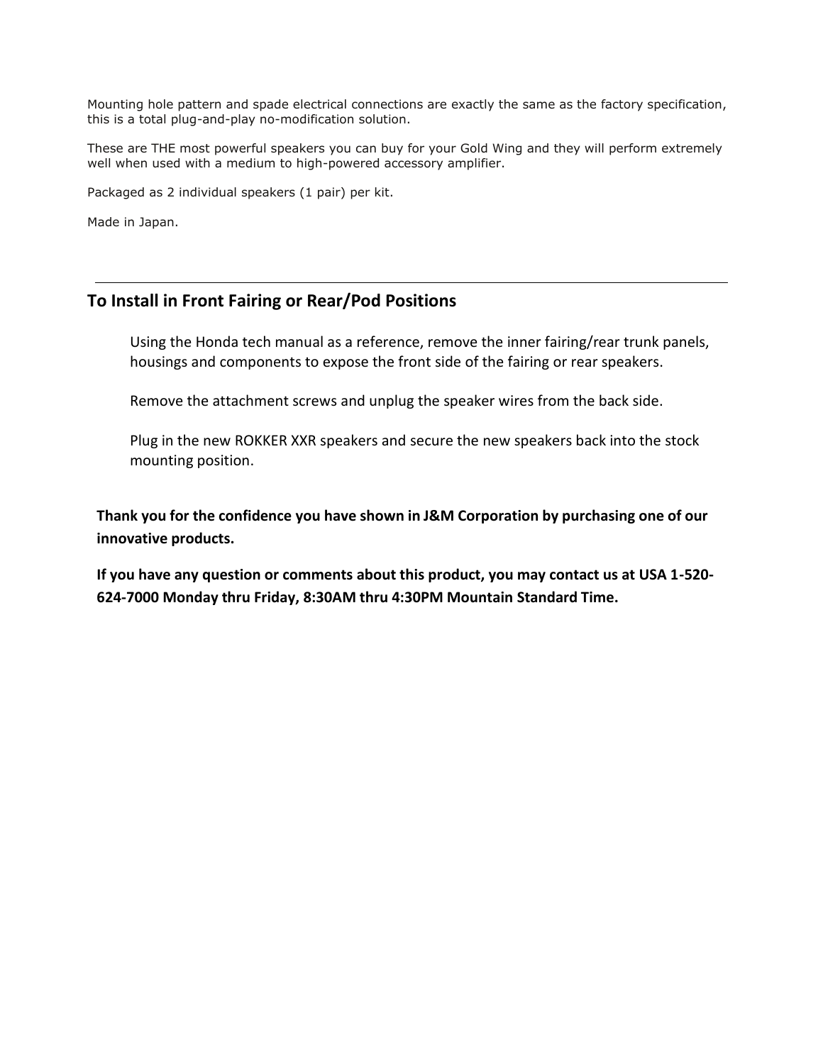Mounting hole pattern and spade electrical connections are exactly the same as the factory specification, this is a total plug-and-play no-modification solution.

These are THE most powerful speakers you can buy for your Gold Wing and they will perform extremely well when used with a medium to high-powered accessory amplifier.

Packaged as 2 individual speakers (1 pair) per kit.

Made in Japan.

---

## To Install in Front Fairing or Rear/Pod Positions

Using the Honda tech manual as a reference, remove the inner fairing/rear trunk panels, housings and components to expose the front side of the fairing or rear speakers.

Remove the attachment screws and unplug the speaker wires from the back side.

Plug in the new ROKKER XXR speakers and secure the new speakers back into the stock mounting position.

**Thank you for the confidence you have shown in J&M Corporation by purchasing one of our innovative products.**

**If you have any question or comments about this product, you may contact us at USA 1-520-624-7000 Monday thru Friday, 8:30AM thru 4:30PM Mountain Standard Time.**